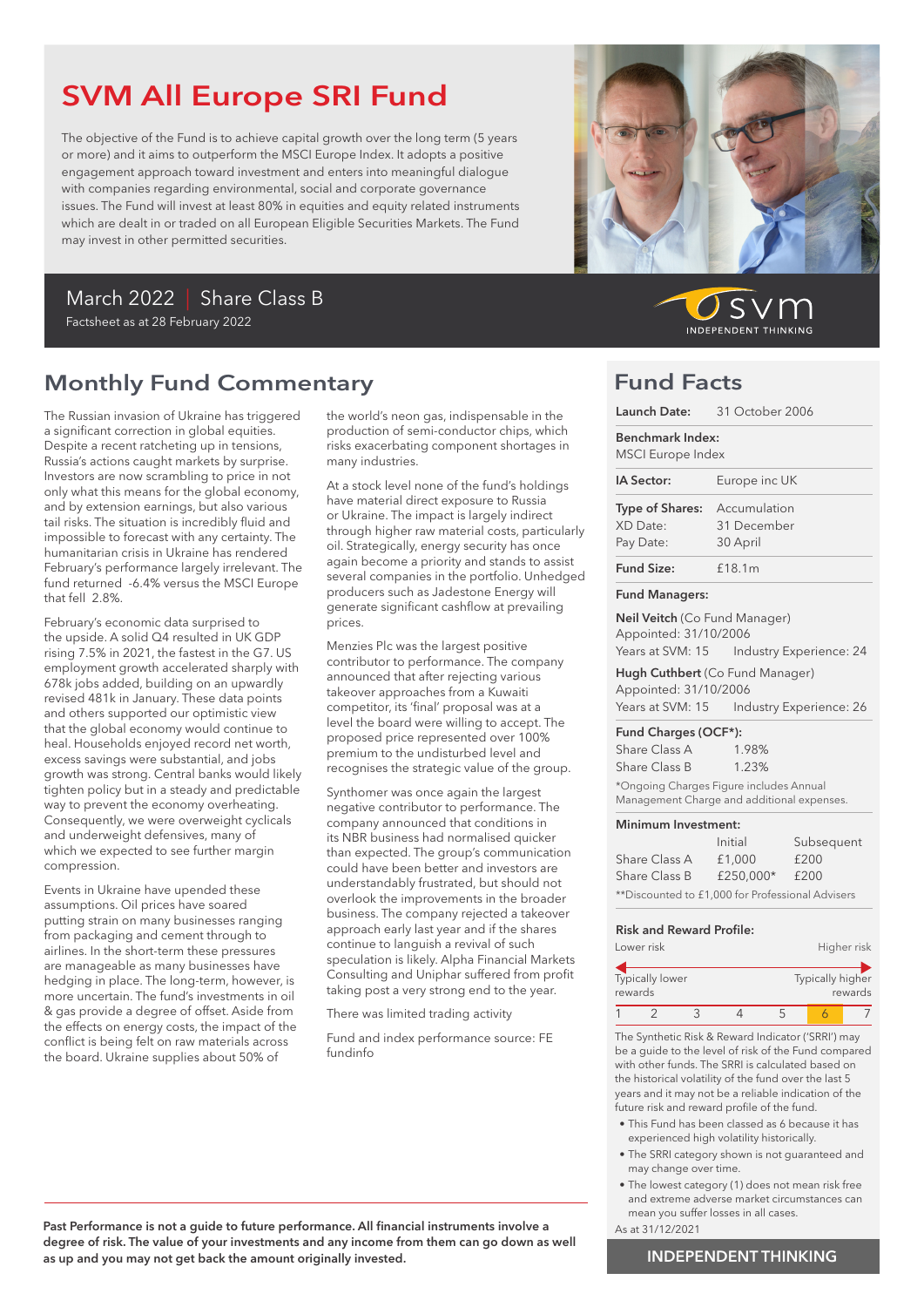# SVM All Europe SRI Fund

The objective of the Fund is to achieve capital growth over the long term (5 years or more) and it aims to outperform the MSCI Europe Index. It adopts a positive engagement approach toward investment and enters into meaningful dialogue with companies regarding environmental, social and corporate governance issues. The Fund will invest at least 80% in equities and equity related instruments which are dealt in or traded on all European Eligible Securities Markets. The Fund may invest in other permitted securities.

March 2022 | Share Class B

Factsheet as at 28 February 2022

svm INDEPENDENT THINKING

## Monthly Fund Commentary

The Russian invasion of Ukraine has triggered a significant correction in global equities. Despite a recent ratcheting up in tensions, Russia's actions caught markets by surprise. Investors are now scrambling to price in not only what this means for the global economy, and by extension earnings, but also various tail risks. The situation is incredibly fluid and impossible to forecast with any certainty. The humanitarian crisis in Ukraine has rendered February's performance largely irrelevant. The fund returned -6.4% versus the MSCI Europe that fell 2.8%.

February's economic data surprised to the upside. A solid Q4 resulted in UK GDP rising 7.5% in 2021, the fastest in the G7. US employment growth accelerated sharply with 678k jobs added, building on an upwardly revised 481k in January. These data points and others supported our optimistic view that the global economy would continue to heal. Households enjoyed record net worth, excess savings were substantial, and jobs growth was strong. Central banks would likely tighten policy but in a steady and predictable way to prevent the economy overheating. Consequently, we were overweight cyclicals and underweight defensives, many of which we expected to see further margin compression.

Events in Ukraine have upended these assumptions. Oil prices have soared putting strain on many businesses ranging from packaging and cement through to airlines. In the short-term these pressures are manageable as many businesses have hedging in place. The long-term, however, is more uncertain. The fund's investments in oil & gas provide a degree of offset. Aside from the effects on energy costs, the impact of the conflict is being felt on raw materials across the board. Ukraine supplies about 50% of the world's neon gas, indispensable in the production of semi-conductor chips, which risks exacerbating component shortages in many industries.

At a stock level none of the fund's holdings have material direct exposure to Russia or Ukraine. The impact is largely indirect through higher raw material costs, particularly oil. Strategically, energy security has once again become a priority and stands to assist several companies in the portfolio. Unhedged producers such as Jadestone Energy will generate significant cashflow at prevailing prices.

Menzies Plc was the largest positive contributor to performance. The company announced that after rejecting various takeover approaches from a Kuwaiti competitor, its 'final' proposal was at a level the board were willing to accept. The proposed price represented over 100% premium to the undisturbed level and recognises the strategic value of the group.

Synthomer was once again the largest negative contributor to performance. The company announced that conditions in its NBR business had normalised quicker than expected. The group's communication could have been better and investors are understandably frustrated, but should not overlook the improvements in the broader business. The company rejected a takeover approach early last year and if the shares continue to languish a revival of such speculation is likely. Alpha Financial Markets Consulting and Uniphar suffered from profit taking post a very strong end to the year.

There was limited trading activity

Fund and index performance source: FE fundinfo

**Past Performance is not a guide to future performance. All financial instruments involve a degree of risk. The value of your investments and any income from them can go down as well as up and you may not get back the amount originally invested.**

## Fund Facts

**Launch Date:** 31 October 2006

**Benchmark Index:** MSCI Europe Index

**IA Sector:** Europe inc UK

**Type of Shares:** Accumulation
XD Date: 31 December
Pay Date: 30 April

**Fund Size:** £18.1m

**Fund Managers:**

**Neil Veitch** (Co Fund Manager)
Appointed: 31/10/2006
Years at SVM: 15 Industry Experience: 24

**Hugh Cuthbert** (Co Fund Manager)
Appointed: 31/10/2006
Years at SVM: 15 Industry Experience: 26

**Fund Charges (OCF*):**

| | |
|---|---|
| Share Class A | 1.98% |
| Share Class B | 1.23% |

*Ongoing Charges Figure includes Annual Management Charge and additional expenses.

**Minimum Investment:**

| | Initial | Subsequent |
|---|---|---|
| Share Class A | £1,000 | £200 |
| Share Class B | £250,000* | £200 |

**Discounted to £1,000 for Professional Advisers

**Risk and Reward Profile:**

Lower risk — Higher risk

Typically lower rewards — Typically higher rewards

| 1 | 2 | 3 | 4 | 5 | **6** | 7 |
|---|---|---|---|---|---|---|

The Synthetic Risk & Reward Indicator ('SRRI') may be a guide to the level of risk of the Fund compared with other funds. The SRRI is calculated based on the historical volatility of the fund over the last 5 years and it may not be a reliable indication of the future risk and reward profile of the fund.

- This Fund has been classed as 6 because it has experienced high volatility historically.
- The SRRI category shown is not guaranteed and may change over time.
- The lowest category (1) does not mean risk free and extreme adverse market circumstances can mean you suffer losses in all cases.

As at 31/12/2021

INDEPENDENT THINKING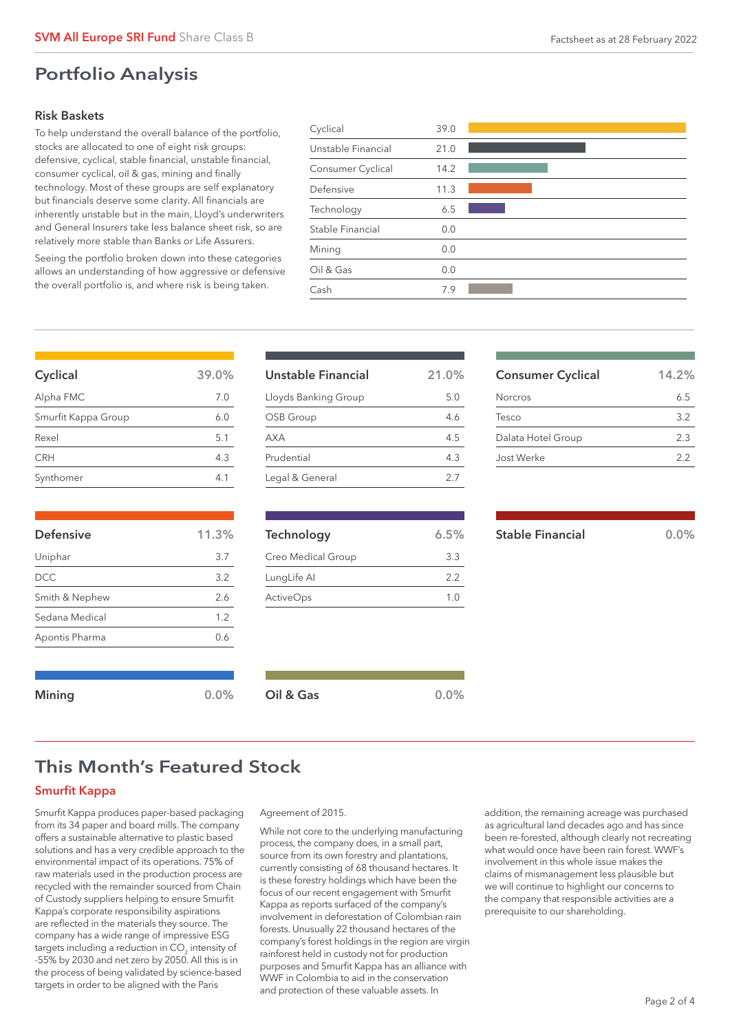# Portfolio Analysis

### Risk Baskets

To help understand the overall balance of the portfolio, stocks are allocated to one of eight risk groups: defensive, cyclical, stable financial, unstable financial, consumer cyclical, oil & gas, mining and finally technology. Most of these groups are self explanatory but financials deserve some clarity. All financials are inherently unstable but in the main, Lloyd's underwriters and General Insurers take less balance sheet risk, so are relatively more stable than Banks or Life Assurers.

Seeing the portfolio broken down into these categories allows an understanding of how aggressive or defensive the overall portfolio is, and where risk is being taken.

| Risk Basket | % |
|---|---|
| Cyclical | 39.0 |
| Unstable Financial | 21.0 |
| Consumer Cyclical | 14.2 |
| Defensive | 11.3 |
| Technology | 6.5 |
| Stable Financial | 0.0 |
| Mining | 0.0 |
| Oil & Gas | 0.0 |
| Cash | 7.9 |

| Cyclical | 39.0% |
|---|---|
| Alpha FMC | 7.0 |
| Smurfit Kappa Group | 6.0 |
| Rexel | 5.1 |
| CRH | 4.3 |
| Synthomer | 4.1 |

| Unstable Financial | 21.0% |
|---|---|
| Lloyds Banking Group | 5.0 |
| OSB Group | 4.6 |
| AXA | 4.5 |
| Prudential | 4.3 |
| Legal & General | 2.7 |

| Consumer Cyclical | 14.2% |
|---|---|
| Norcros | 6.5 |
| Tesco | 3.2 |
| Dalata Hotel Group | 2.3 |
| Jost Werke | 2.2 |

| Defensive | 11.3% |
|---|---|
| Uniphar | 3.7 |
| DCC | 3.2 |
| Smith & Nephew | 2.6 |
| Sedana Medical | 1.2 |
| Apontis Pharma | 0.6 |

| Technology | 6.5% |
|---|---|
| Creo Medical Group | 3.3 |
| LungLife AI | 2.2 |
| ActiveOps | 1.0 |

| Stable Financial | 0.0% |
|---|---|

| Mining | 0.0% |
|---|---|

| Oil & Gas | 0.0% |
|---|---|

## This Month's Featured Stock

### Smurfit Kappa

Smurfit Kappa produces paper-based packaging from its 34 paper and board mills. The company offers a sustainable alternative to plastic based solutions and has a very credible approach to the environmental impact of its operations. 75% of raw materials used in the production process are recycled with the remainder sourced from Chain of Custody suppliers helping to ensure Smurfit Kappa's corporate responsibility aspirations are reflected in the materials they source. The company has a wide range of impressive ESG targets including a reduction in $CO_2$ intensity of -55% by 2030 and net zero by 2050. All this is in the process of being validated by science-based targets in order to be aligned with the Paris Agreement of 2015.

While not core to the underlying manufacturing process, the company does, in a small part, source from its own forestry and plantations, currently consisting of 68 thousand hectares. It is these forestry holdings which have been the focus of our recent engagement with Smurfit Kappa as reports surfaced of the company's involvement in deforestation of Colombian rain forests. Unusually 22 thousand hectares of the company's forest holdings in the region are virgin rainforest held in custody not for production purposes and Smurfit Kappa has an alliance with WWF in Colombia to aid in the conservation and protection of these valuable assets. In addition, the remaining acreage was purchased as agricultural land decades ago and has since been re-forested, although clearly not recreating what would once have been rain forest. WWF's involvement in this whole issue makes the claims of mismanagement less plausible but we will continue to highlight our concerns to the company that responsible activities are a prerequisite to our shareholding.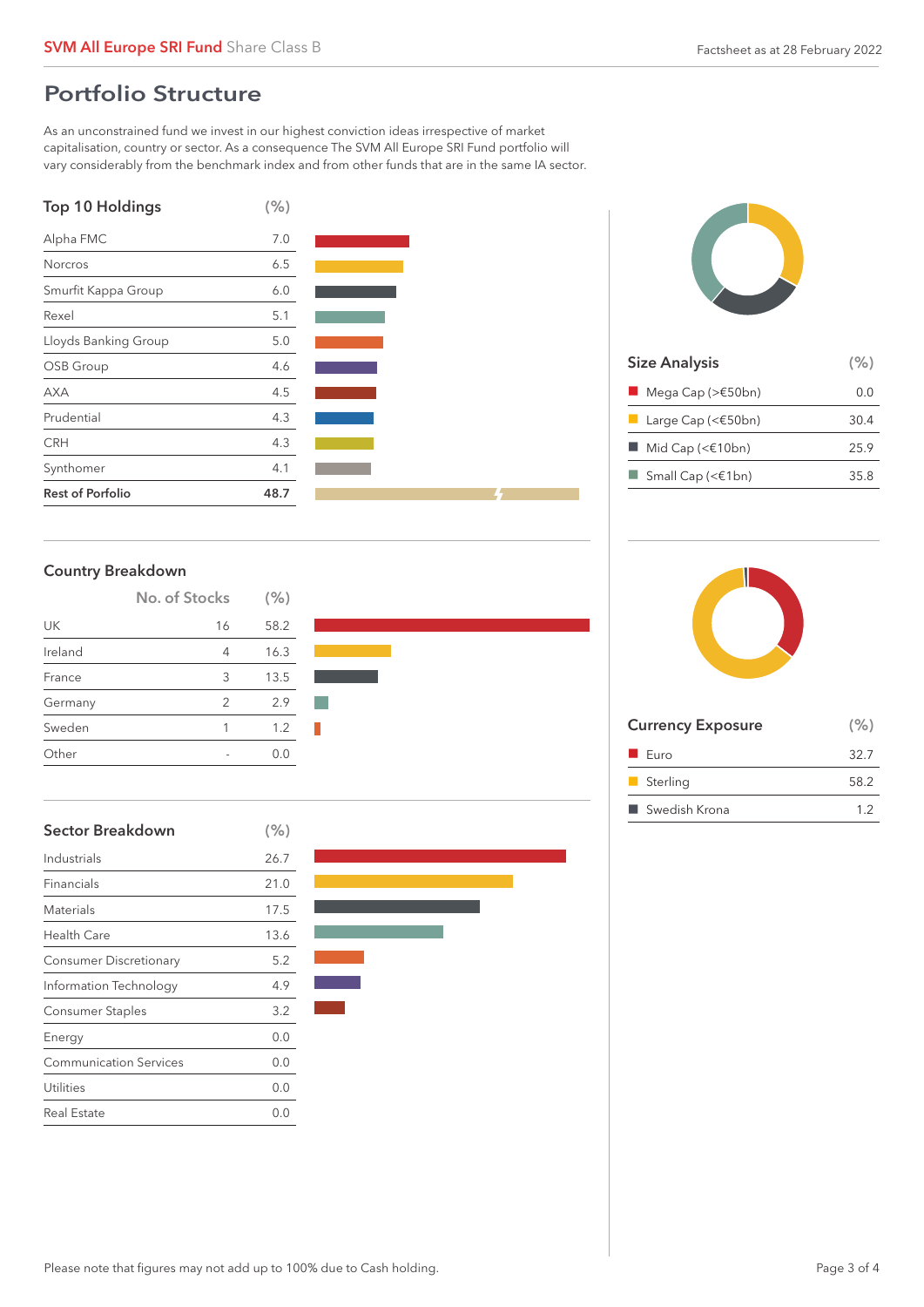## Portfolio Structure

As an unconstrained fund we invest in our highest conviction ideas irrespective of market capitalisation, country or sector. As a consequence The SVM All Europe SRI Fund portfolio will vary considerably from the benchmark index and from other funds that are in the same IA sector.

### Top 10 Holdings

| Top 10 Holdings | (%) |
|---|---|
| Alpha FMC | 7.0 |
| Norcros | 6.5 |
| Smurfit Kappa Group | 6.0 |
| Rexel | 5.1 |
| Lloyds Banking Group | 5.0 |
| OSB Group | 4.6 |
| AXA | 4.5 |
| Prudential | 4.3 |
| CRH | 4.3 |
| Synthomer | 4.1 |
| **Rest of Porfolio** | **48.7** |

### Size Analysis

| Size Analysis | (%) |
|---|---|
| Mega Cap (>€50bn) | 0.0 |
| Large Cap (<€50bn) | 30.4 |
| Mid Cap (<€10bn) | 25.9 |
| Small Cap (<€1bn) | 35.8 |

### Country Breakdown

| Country | No. of Stocks | (%) |
|---|---|---|
| UK | 16 | 58.2 |
| Ireland | 4 | 16.3 |
| France | 3 | 13.5 |
| Germany | 2 | 2.9 |
| Sweden | 1 | 1.2 |
| Other | - | 0.0 |

### Currency Exposure

| Currency Exposure | (%) |
|---|---|
| Euro | 32.7 |
| Sterling | 58.2 |
| Swedish Krona | 1.2 |

### Sector Breakdown

| Sector Breakdown | (%) |
|---|---|
| Industrials | 26.7 |
| Financials | 21.0 |
| Materials | 17.5 |
| Health Care | 13.6 |
| Consumer Discretionary | 5.2 |
| Information Technology | 4.9 |
| Consumer Staples | 3.2 |
| Energy | 0.0 |
| Communication Services | 0.0 |
| Utilities | 0.0 |
| Real Estate | 0.0 |

Please note that figures may not add up to 100% due to Cash holding.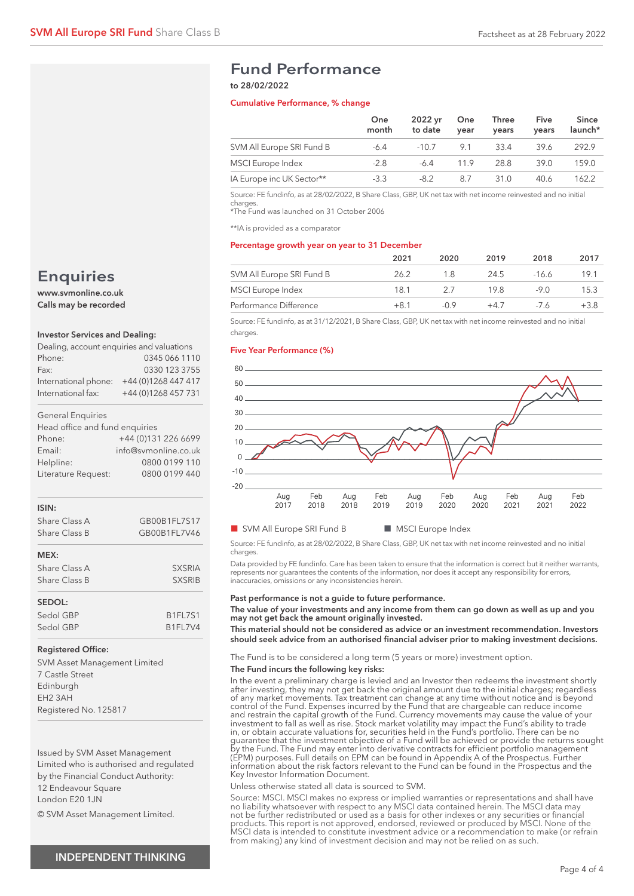# Fund Performance

to 28/02/2022

### Cumulative Performance, % change

| | One month | 2022 yr to date | One year | Three years | Five years | Since launch* |
|---|---|---|---|---|---|---|
| SVM All Europe SRI Fund B | -6.4 | -10.7 | 9.1 | 33.4 | 39.6 | 292.9 |
| MSCI Europe Index | -2.8 | -6.4 | 11.9 | 28.8 | 39.0 | 159.0 |
| IA Europe inc UK Sector** | -3.3 | -8.2 | 8.7 | 31.0 | 40.6 | 162.2 |

Source: FE fundinfo, as at 28/02/2022, B Share Class, GBP, UK net tax with net income reinvested and no initial charges.
*The Fund was launched on 31 October 2006

**IA is provided as a comparator

### Percentage growth year on year to 31 December

| | 2021 | 2020 | 2019 | 2018 | 2017 |
|---|---|---|---|---|---|
| SVM All Europe SRI Fund B | 26.2 | 1.8 | 24.5 | -16.6 | 19.1 |
| MSCI Europe Index | 18.1 | 2.7 | 19.8 | -9.0 | 15.3 |
| Performance Difference | +8.1 | -0.9 | +4.7 | -7.6 | +3.8 |

Source: FE fundinfo, as at 31/12/2021, B Share Class, GBP, UK net tax with net income reinvested and no initial charges.

### Five Year Performance (%)

60
50
40
30
20
10
0
-10
-20

Aug 2017, Feb 2018, Aug 2018, Feb 2019, Aug 2019, Feb 2020, Aug 2020, Feb 2021, Aug 2021, Feb 2022

SVM All Europe SRI Fund B
MSCI Europe Index

Source: FE fundinfo, as at 28/02/2022, B Share Class, GBP, UK net tax with net income reinvested and no initial charges.

Data provided by FE fundinfo. Care has been taken to ensure that the information is correct but it neither warrants, represents nor guarantees the contents of the information, nor does it accept any responsibility for errors, inaccuracies, omissions or any inconsistencies herein.

**Past performance is not a guide to future performance.**

**The value of your investments and any income from them can go down as well as up and you may not get back the amount originally invested.**

**This material should not be considered as advice or an investment recommendation. Investors should seek advice from an authorised financial adviser prior to making investment decisions.**

The Fund is to be considered a long term (5 years or more) investment option.

**The Fund incurs the following key risks:**

In the event a preliminary charge is levied and an Investor then redeems the investment shortly after investing, they may not get back the original amount due to the initial charges; regardless of any market movements. Tax treatment can change at any time without notice and is beyond control of the Fund. Expenses incurred by the Fund that are chargeable can reduce income and restrain the capital growth of the Fund. Currency movements may cause the value of your investment to fall as well as rise. Stock market volatility may impact the Fund's ability to trade in, or obtain accurate valuations for, securities held in the Fund's portfolio. There can be no guarantee that the investment objective of a Fund will be achieved or provide the returns sought by the Fund. The Fund may enter into derivative contracts for efficient portfolio management (EPM) purposes. Full details on EPM can be found in Appendix A of the Prospectus. Further information about the risk factors relevant to the Fund can be found in the Prospectus and the Key Investor Information Document.

Unless otherwise stated all data is sourced to SVM.

Source: MSCI. MSCI makes no express or implied warranties or representations and shall have no liability whatsoever with respect to any MSCI data contained herein. The MSCI data may not be further redistributed or used as a basis for other indexes or any securities or financial products. This report is not approved, endorsed, reviewed or produced by MSCI. None of the MSCI data is intended to constitute investment advice or a recommendation to make (or refrain from making) any kind of investment decision and may not be relied on as such.

## Enquiries

**www.svmonline.co.uk**
**Calls may be recorded**

**Investor Services and Dealing:**

Dealing, account enquiries and valuations

| | |
|---|---|
| Phone: | 0345 066 1110 |
| Fax: | 0330 123 3755 |
| International phone: | +44 (0)1268 447 417 |
| International fax: | +44 (0)1268 457 731 |

General Enquiries
Head office and fund enquiries

| | |
|---|---|
| Phone: | +44 (0)131 226 6699 |
| Email: | info@svmonline.co.uk |
| Helpline: | 0800 0199 110 |
| Literature Request: | 0800 0199 440 |

**ISIN:**

| | |
|---|---|
| Share Class A | GB00B1FL7S17 |
| Share Class B | GB00B1FL7V46 |

**MEX:**

| | |
|---|---|
| Share Class A | SXSRIA |
| Share Class B | SXSRIB |

**SEDOL:**

| | |
|---|---|
| Sedol GBP | B1FL7S1 |
| Sedol GBP | B1FL7V4 |

**Registered Office:**

SVM Asset Management Limited
7 Castle Street
Edinburgh
EH2 3AH
Registered No. 125817

Issued by SVM Asset Management Limited who is authorised and regulated by the Financial Conduct Authority:
12 Endeavour Square
London E20 1JN

© SVM Asset Management Limited.

**INDEPENDENT THINKING**